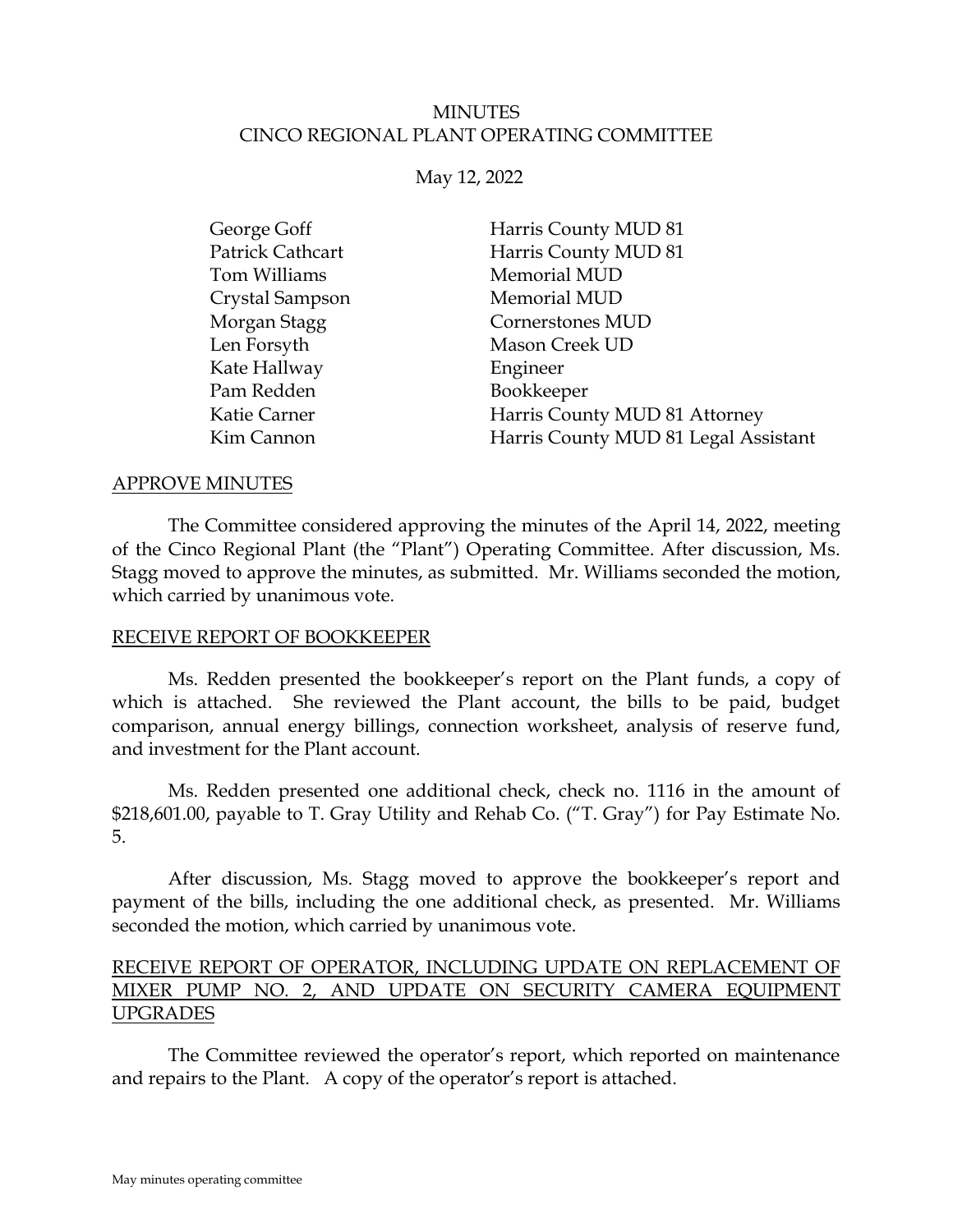# MINUTES
# CINCO REGIONAL PLANT OPERATING COMMITTEE

May 12, 2022

| | |
|---|---|
| George Goff | Harris County MUD 81 |
| Patrick Cathcart | Harris County MUD 81 |
| Tom Williams | Memorial MUD |
| Crystal Sampson | Memorial MUD |
| Morgan Stagg | Cornerstones MUD |
| Len Forsyth | Mason Creek UD |
| Kate Hallway | Engineer |
| Pam Redden | Bookkeeper |
| Katie Carner | Harris County MUD 81 Attorney |
| Kim Cannon | Harris County MUD 81 Legal Assistant |

## APPROVE MINUTES

The Committee considered approving the minutes of the April 14, 2022, meeting of the Cinco Regional Plant (the "Plant") Operating Committee. After discussion, Ms. Stagg moved to approve the minutes, as submitted. Mr. Williams seconded the motion, which carried by unanimous vote.

## RECEIVE REPORT OF BOOKKEEPER

Ms. Redden presented the bookkeeper's report on the Plant funds, a copy of which is attached. She reviewed the Plant account, the bills to be paid, budget comparison, annual energy billings, connection worksheet, analysis of reserve fund, and investment for the Plant account.

Ms. Redden presented one additional check, check no. 1116 in the amount of $218,601.00, payable to T. Gray Utility and Rehab Co. ("T. Gray") for Pay Estimate No. 5.

After discussion, Ms. Stagg moved to approve the bookkeeper's report and payment of the bills, including the one additional check, as presented. Mr. Williams seconded the motion, which carried by unanimous vote.

## RECEIVE REPORT OF OPERATOR, INCLUDING UPDATE ON REPLACEMENT OF MIXER PUMP NO. 2, AND UPDATE ON SECURITY CAMERA EQUIPMENT UPGRADES

The Committee reviewed the operator's report, which reported on maintenance and repairs to the Plant. A copy of the operator's report is attached.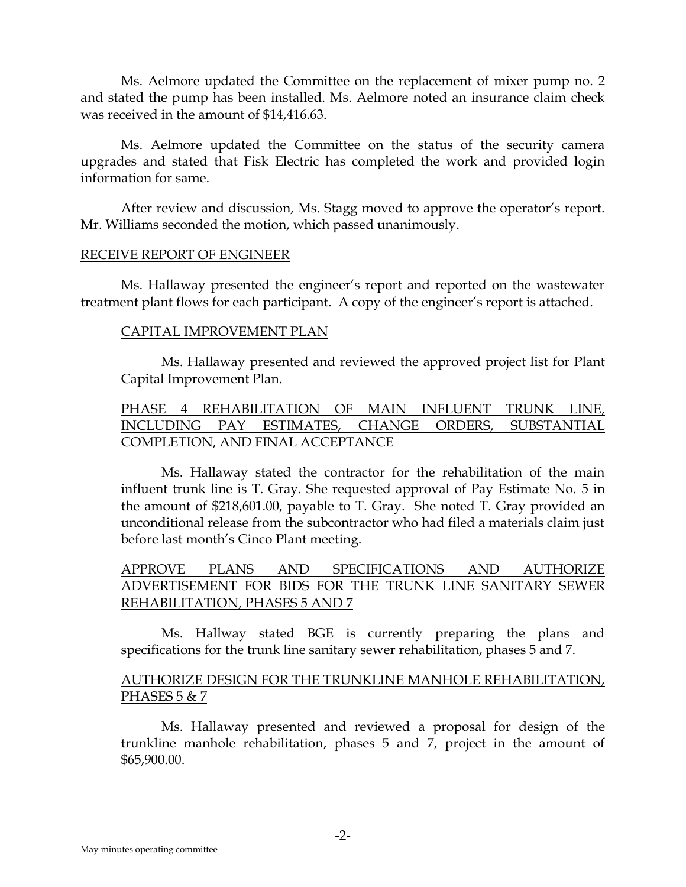Ms. Aelmore updated the Committee on the replacement of mixer pump no. 2 and stated the pump has been installed. Ms. Aelmore noted an insurance claim check was received in the amount of $14,416.63.

Ms. Aelmore updated the Committee on the status of the security camera upgrades and stated that Fisk Electric has completed the work and provided login information for same.

After review and discussion, Ms. Stagg moved to approve the operator's report. Mr. Williams seconded the motion, which passed unanimously.

RECEIVE REPORT OF ENGINEER

Ms. Hallaway presented the engineer's report and reported on the wastewater treatment plant flows for each participant. A copy of the engineer's report is attached.

CAPITAL IMPROVEMENT PLAN

Ms. Hallaway presented and reviewed the approved project list for Plant Capital Improvement Plan.

PHASE 4 REHABILITATION OF MAIN INFLUENT TRUNK LINE, INCLUDING PAY ESTIMATES, CHANGE ORDERS, SUBSTANTIAL COMPLETION, AND FINAL ACCEPTANCE

Ms. Hallaway stated the contractor for the rehabilitation of the main influent trunk line is T. Gray. She requested approval of Pay Estimate No. 5 in the amount of $218,601.00, payable to T. Gray. She noted T. Gray provided an unconditional release from the subcontractor who had filed a materials claim just before last month's Cinco Plant meeting.

APPROVE PLANS AND SPECIFICATIONS AND AUTHORIZE ADVERTISEMENT FOR BIDS FOR THE TRUNK LINE SANITARY SEWER REHABILITATION, PHASES 5 AND 7

Ms. Hallway stated BGE is currently preparing the plans and specifications for the trunk line sanitary sewer rehabilitation, phases 5 and 7.

AUTHORIZE DESIGN FOR THE TRUNKLINE MANHOLE REHABILITATION, PHASES 5 & 7

Ms. Hallaway presented and reviewed a proposal for design of the trunkline manhole rehabilitation, phases 5 and 7, project in the amount of $65,900.00.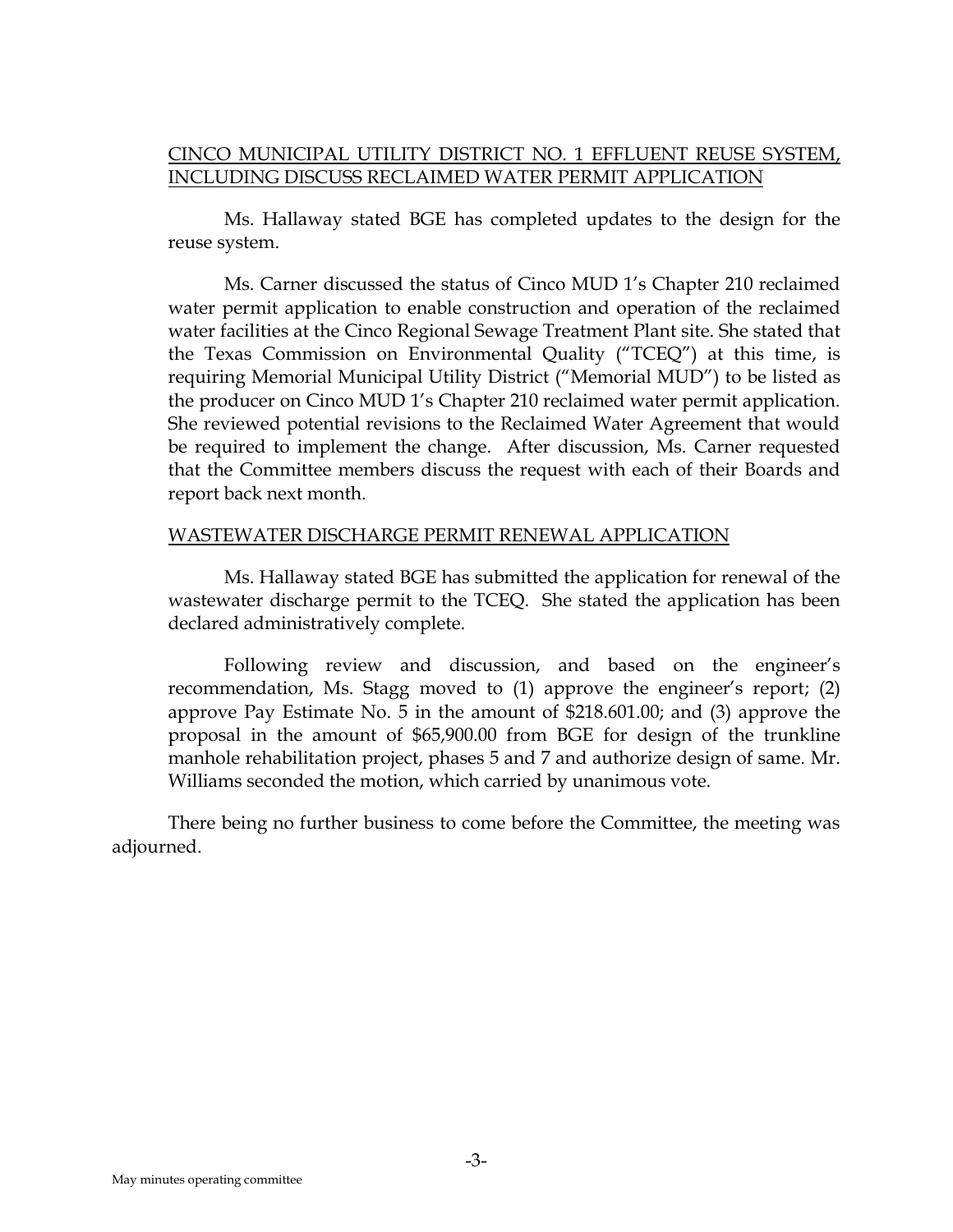CINCO MUNICIPAL UTILITY DISTRICT NO. 1 EFFLUENT REUSE SYSTEM, INCLUDING DISCUSS RECLAIMED WATER PERMIT APPLICATION

Ms. Hallaway stated BGE has completed updates to the design for the reuse system.

Ms. Carner discussed the status of Cinco MUD 1's Chapter 210 reclaimed water permit application to enable construction and operation of the reclaimed water facilities at the Cinco Regional Sewage Treatment Plant site. She stated that the Texas Commission on Environmental Quality ("TCEQ") at this time, is requiring Memorial Municipal Utility District ("Memorial MUD") to be listed as the producer on Cinco MUD 1's Chapter 210 reclaimed water permit application. She reviewed potential revisions to the Reclaimed Water Agreement that would be required to implement the change. After discussion, Ms. Carner requested that the Committee members discuss the request with each of their Boards and report back next month.

WASTEWATER DISCHARGE PERMIT RENEWAL APPLICATION

Ms. Hallaway stated BGE has submitted the application for renewal of the wastewater discharge permit to the TCEQ. She stated the application has been declared administratively complete.

Following review and discussion, and based on the engineer's recommendation, Ms. Stagg moved to (1) approve the engineer's report; (2) approve Pay Estimate No. 5 in the amount of $218.601.00; and (3) approve the proposal in the amount of $65,900.00 from BGE for design of the trunkline manhole rehabilitation project, phases 5 and 7 and authorize design of same. Mr. Williams seconded the motion, which carried by unanimous vote.

There being no further business to come before the Committee, the meeting was adjourned.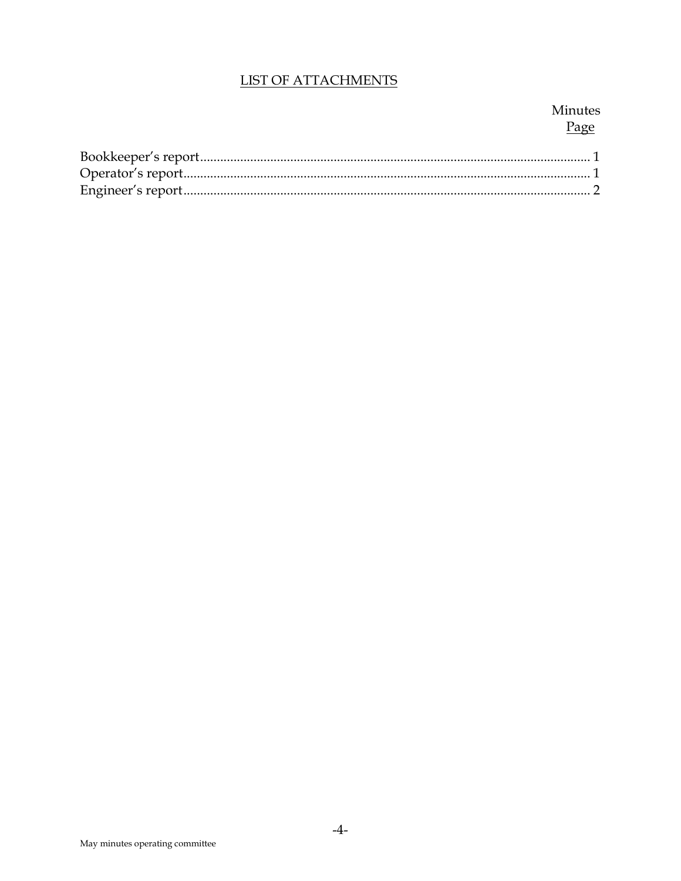## LIST OF ATTACHMENTS

| | Minutes Page |
|---|---|
| Bookkeeper's report | 1 |
| Operator's report | 1 |
| Engineer's report | 2 |